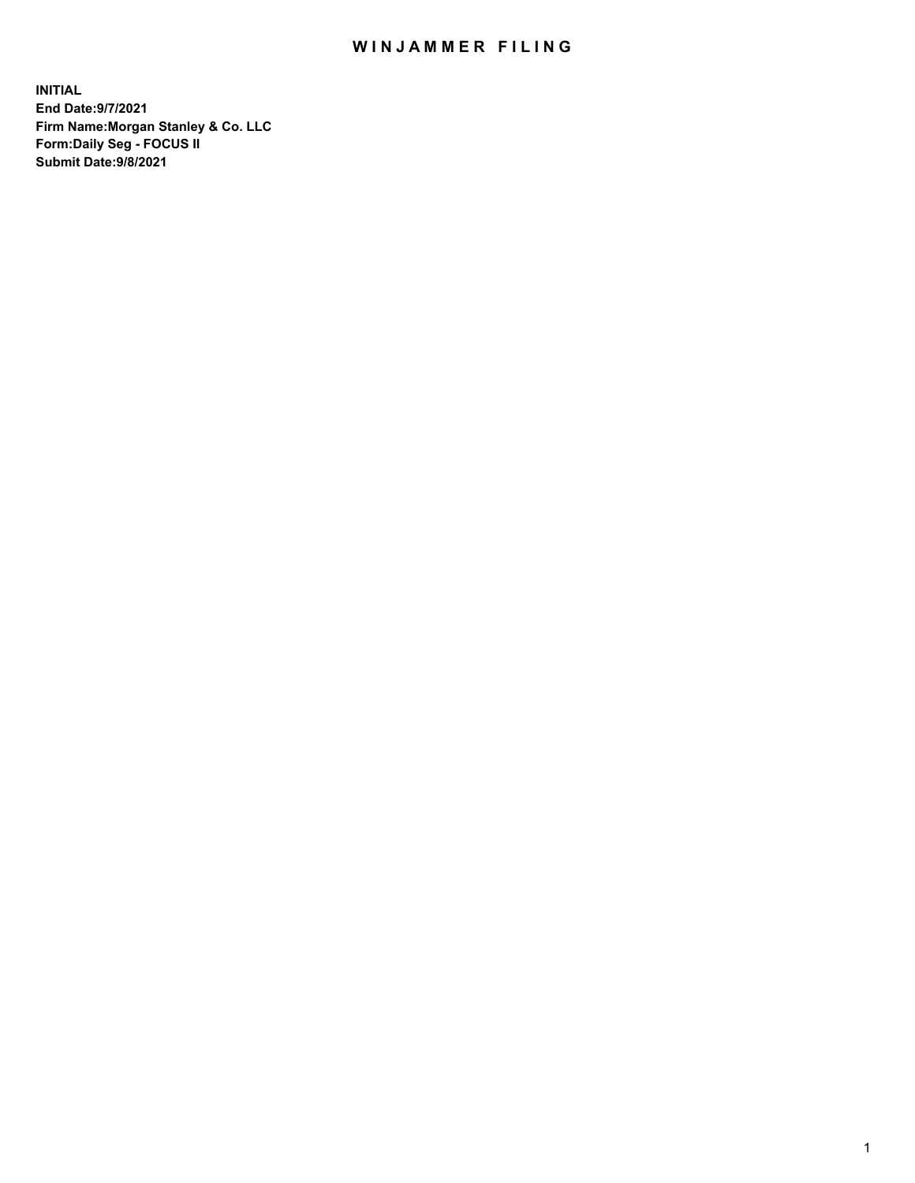# WINJAMMER FILING

**INITIAL**
**End Date:9/7/2021**
**Firm Name:Morgan Stanley & Co. LLC**
**Form:Daily Seg - FOCUS II**
**Submit Date:9/8/2021**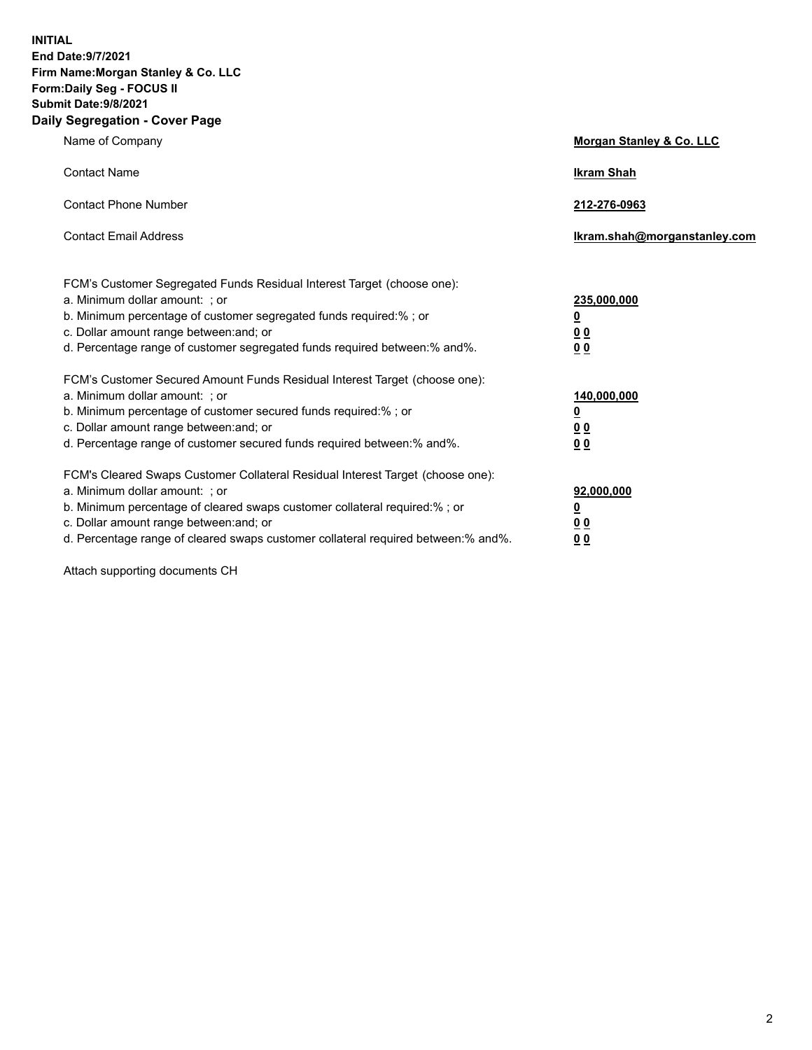**INITIAL**
**End Date:9/7/2021**
**Firm Name:Morgan Stanley & Co. LLC**
**Form:Daily Seg - FOCUS II**
**Submit Date:9/8/2021**

## Daily Segregation - Cover Page

| | |
|---|---|
| Name of Company | **Morgan Stanley & Co. LLC** |
| Contact Name | **Ikram Shah** |
| Contact Phone Number | **212-276-0963** |
| Contact Email Address | **Ikram.shah@morganstanley.com** |

FCM's Customer Segregated Funds Residual Interest Target (choose one):

| | |
|---|---|
| a. Minimum dollar amount: ; or | **235,000,000** |
| b. Minimum percentage of customer segregated funds required:% ; or | **0** |
| c. Dollar amount range between:and; or | **0 0** |
| d. Percentage range of customer segregated funds required between:% and%. | **0 0** |

FCM's Customer Secured Amount Funds Residual Interest Target (choose one):

| | |
|---|---|
| a. Minimum dollar amount: ; or | **140,000,000** |
| b. Minimum percentage of customer secured funds required:% ; or | **0** |
| c. Dollar amount range between:and; or | **0 0** |
| d. Percentage range of customer secured funds required between:% and%. | **0 0** |

FCM's Cleared Swaps Customer Collateral Residual Interest Target (choose one):

| | |
|---|---|
| a. Minimum dollar amount: ; or | **92,000,000** |
| b. Minimum percentage of cleared swaps customer collateral required:% ; or | **0** |
| c. Dollar amount range between:and; or | **0 0** |
| d. Percentage range of cleared swaps customer collateral required between:% and%. | **0 0** |

Attach supporting documents CH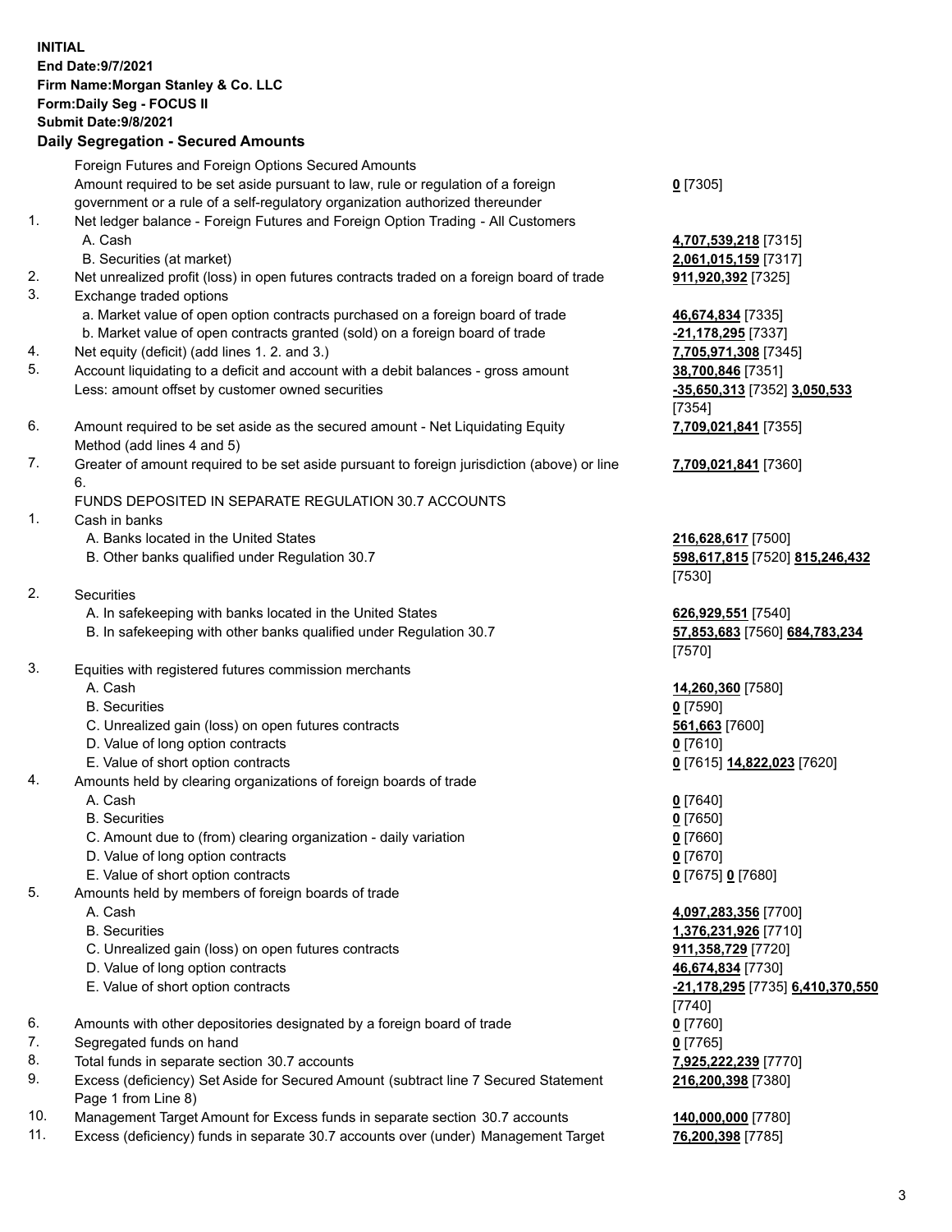**INITIAL**
**End Date:9/7/2021**
**Firm Name:Morgan Stanley & Co. LLC**
**Form:Daily Seg - FOCUS II**
**Submit Date:9/8/2021**

## Daily Segregation - Secured Amounts

| | | |
|---|---|---|
| | Foreign Futures and Foreign Options Secured Amounts | |
| | Amount required to be set aside pursuant to law, rule or regulation of a foreign government or a rule of a self-regulatory organization authorized thereunder | **0** [7305] |
| 1. | Net ledger balance - Foreign Futures and Foreign Option Trading - All Customers | |
| | A. Cash | **4,707,539,218** [7315] |
| | B. Securities (at market) | **2,061,015,159** [7317] |
| 2. | Net unrealized profit (loss) in open futures contracts traded on a foreign board of trade | **911,920,392** [7325] |
| 3. | Exchange traded options | |
| | a. Market value of open option contracts purchased on a foreign board of trade | **46,674,834** [7335] |
| | b. Market value of open contracts granted (sold) on a foreign board of trade | **-21,178,295** [7337] |
| 4. | Net equity (deficit) (add lines 1. 2. and 3.) | **7,705,971,308** [7345] |
| 5. | Account liquidating to a deficit and account with a debit balances - gross amount | **38,700,846** [7351] |
| | Less: amount offset by customer owned securities | **-35,650,313** [7352] **3,050,533** [7354] |
| 6. | Amount required to be set aside as the secured amount - Net Liquidating Equity Method (add lines 4 and 5) | **7,709,021,841** [7355] |
| 7. | Greater of amount required to be set aside pursuant to foreign jurisdiction (above) or line 6. | **7,709,021,841** [7360] |
| | FUNDS DEPOSITED IN SEPARATE REGULATION 30.7 ACCOUNTS | |
| 1. | Cash in banks | |
| | A. Banks located in the United States | **216,628,617** [7500] |
| | B. Other banks qualified under Regulation 30.7 | **598,617,815** [7520] **815,246,432** [7530] |
| 2. | Securities | |
| | A. In safekeeping with banks located in the United States | **626,929,551** [7540] |
| | B. In safekeeping with other banks qualified under Regulation 30.7 | **57,853,683** [7560] **684,783,234** [7570] |
| 3. | Equities with registered futures commission merchants | |
| | A. Cash | **14,260,360** [7580] |
| | B. Securities | **0** [7590] |
| | C. Unrealized gain (loss) on open futures contracts | **561,663** [7600] |
| | D. Value of long option contracts | **0** [7610] |
| | E. Value of short option contracts | **0** [7615] **14,822,023** [7620] |
| 4. | Amounts held by clearing organizations of foreign boards of trade | |
| | A. Cash | **0** [7640] |
| | B. Securities | **0** [7650] |
| | C. Amount due to (from) clearing organization - daily variation | **0** [7660] |
| | D. Value of long option contracts | **0** [7670] |
| | E. Value of short option contracts | **0** [7675] **0** [7680] |
| 5. | Amounts held by members of foreign boards of trade | |
| | A. Cash | **4,097,283,356** [7700] |
| | B. Securities | **1,376,231,926** [7710] |
| | C. Unrealized gain (loss) on open futures contracts | **911,358,729** [7720] |
| | D. Value of long option contracts | **46,674,834** [7730] |
| | E. Value of short option contracts | **-21,178,295** [7735] **6,410,370,550** [7740] |
| 6. | Amounts with other depositories designated by a foreign board of trade | **0** [7760] |
| 7. | Segregated funds on hand | **0** [7765] |
| 8. | Total funds in separate section 30.7 accounts | **7,925,222,239** [7770] |
| 9. | Excess (deficiency) Set Aside for Secured Amount (subtract line 7 Secured Statement Page 1 from Line 8) | **216,200,398** [7380] |
| 10. | Management Target Amount for Excess funds in separate section 30.7 accounts | **140,000,000** [7780] |
| 11. | Excess (deficiency) funds in separate 30.7 accounts over (under) Management Target | **76,200,398** [7785] |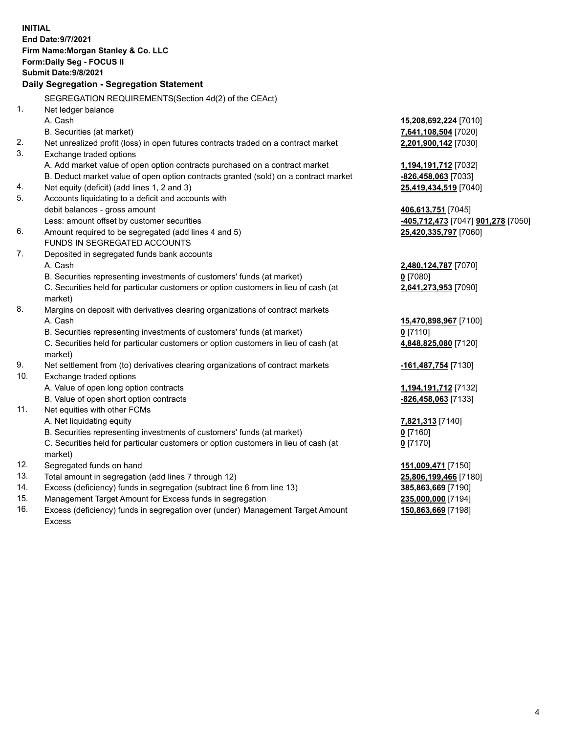**INITIAL**
**End Date:9/7/2021**
**Firm Name:Morgan Stanley & Co. LLC**
**Form:Daily Seg - FOCUS II**
**Submit Date:9/8/2021**

## Daily Segregation - Segregation Statement

SEGREGATION REQUIREMENTS(Section 4d(2) of the CEAct)

| | | |
|---|---|---|
| 1. | Net ledger balance | |
| | A. Cash | **15,208,692,224** [7010] |
| | B. Securities (at market) | **7,641,108,504** [7020] |
| 2. | Net unrealized profit (loss) in open futures contracts traded on a contract market | **2,201,900,142** [7030] |
| 3. | Exchange traded options | |
| | A. Add market value of open option contracts purchased on a contract market | **1,194,191,712** [7032] |
| | B. Deduct market value of open option contracts granted (sold) on a contract market | **-826,458,063** [7033] |
| 4. | Net equity (deficit) (add lines 1, 2 and 3) | **25,419,434,519** [7040] |
| 5. | Accounts liquidating to a deficit and accounts with debit balances - gross amount | **406,613,751** [7045] |
| | Less: amount offset by customer securities | **-405,712,473** [7047] **901,278** [7050] |
| 6. | Amount required to be segregated (add lines 4 and 5) | **25,420,335,797** [7060] |
| | FUNDS IN SEGREGATED ACCOUNTS | |
| 7. | Deposited in segregated funds bank accounts | |
| | A. Cash | **2,480,124,787** [7070] |
| | B. Securities representing investments of customers' funds (at market) | **0** [7080] |
| | C. Securities held for particular customers or option customers in lieu of cash (at market) | **2,641,273,953** [7090] |
| 8. | Margins on deposit with derivatives clearing organizations of contract markets | |
| | A. Cash | **15,470,898,967** [7100] |
| | B. Securities representing investments of customers' funds (at market) | **0** [7110] |
| | C. Securities held for particular customers or option customers in lieu of cash (at market) | **4,848,825,080** [7120] |
| 9. | Net settlement from (to) derivatives clearing organizations of contract markets | **-161,487,754** [7130] |
| 10. | Exchange traded options | |
| | A. Value of open long option contracts | **1,194,191,712** [7132] |
| | B. Value of open short option contracts | **-826,458,063** [7133] |
| 11. | Net equities with other FCMs | |
| | A. Net liquidating equity | **7,821,313** [7140] |
| | B. Securities representing investments of customers' funds (at market) | **0** [7160] |
| | C. Securities held for particular customers or option customers in lieu of cash (at market) | **0** [7170] |
| 12. | Segregated funds on hand | **151,009,471** [7150] |
| 13. | Total amount in segregation (add lines 7 through 12) | **25,806,199,466** [7180] |
| 14. | Excess (deficiency) funds in segregation (subtract line 6 from line 13) | **385,863,669** [7190] |
| 15. | Management Target Amount for Excess funds in segregation | **235,000,000** [7194] |
| 16. | Excess (deficiency) funds in segregation over (under) Management Target Amount Excess | **150,863,669** [7198] |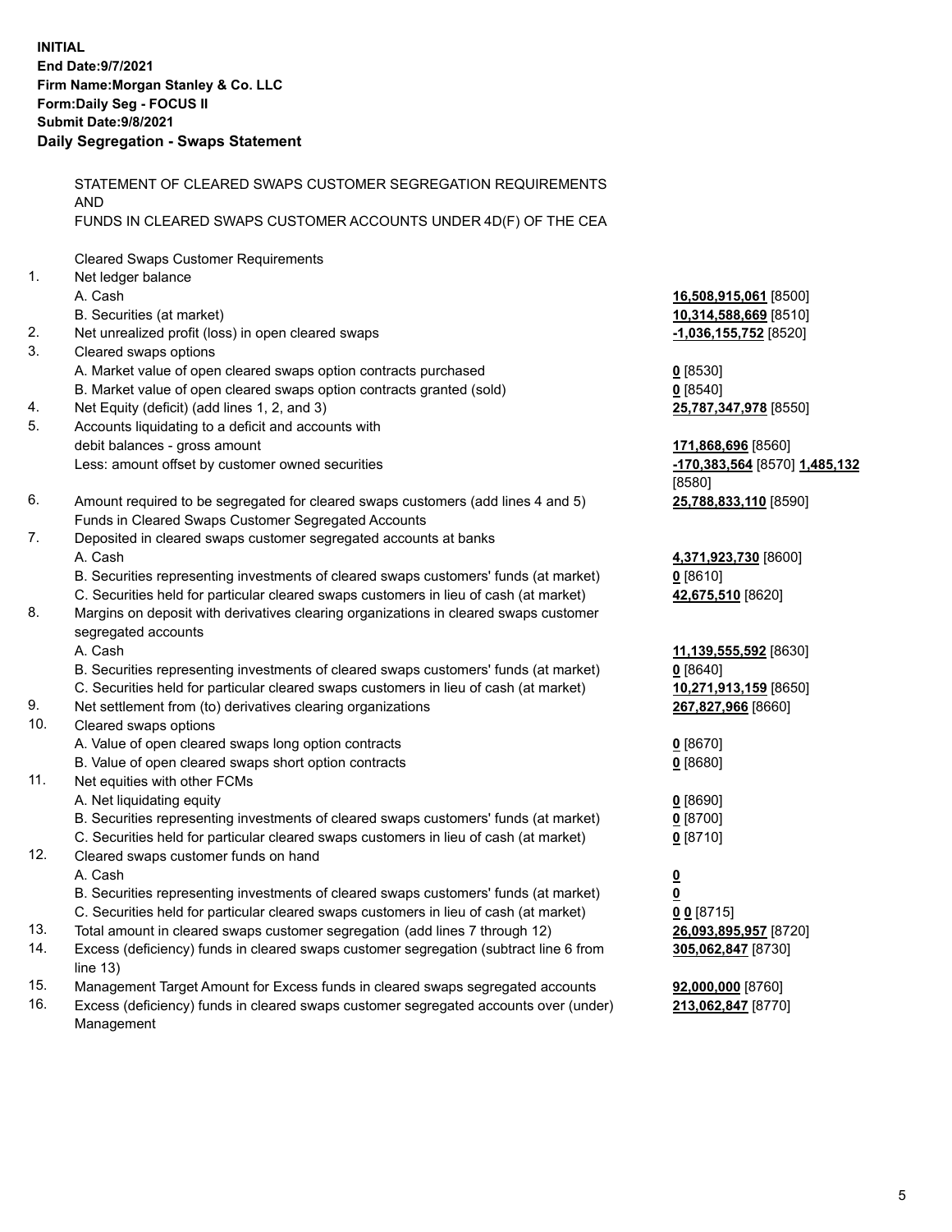**INITIAL**
**End Date:9/7/2021**
**Firm Name:Morgan Stanley & Co. LLC**
**Form:Daily Seg - FOCUS II**
**Submit Date:9/8/2021**
**Daily Segregation - Swaps Statement**

STATEMENT OF CLEARED SWAPS CUSTOMER SEGREGATION REQUIREMENTS AND FUNDS IN CLEARED SWAPS CUSTOMER ACCOUNTS UNDER 4D(F) OF THE CEA

| | | |
|---|---|---|
| | Cleared Swaps Customer Requirements | |
| 1. | Net ledger balance | |
| | A. Cash | **16,508,915,061** [8500] |
| | B. Securities (at market) | **10,314,588,669** [8510] |
| 2. | Net unrealized profit (loss) in open cleared swaps | **-1,036,155,752** [8520] |
| 3. | Cleared swaps options | |
| | A. Market value of open cleared swaps option contracts purchased | **0** [8530] |
| | B. Market value of open cleared swaps option contracts granted (sold) | **0** [8540] |
| 4. | Net Equity (deficit) (add lines 1, 2, and 3) | **25,787,347,978** [8550] |
| 5. | Accounts liquidating to a deficit and accounts with debit balances - gross amount | **171,868,696** [8560] |
| | Less: amount offset by customer owned securities | **-170,383,564** [8570] **1,485,132** [8580] |
| 6. | Amount required to be segregated for cleared swaps customers (add lines 4 and 5) | **25,788,833,110** [8590] |
| | Funds in Cleared Swaps Customer Segregated Accounts | |
| 7. | Deposited in cleared swaps customer segregated accounts at banks | |
| | A. Cash | **4,371,923,730** [8600] |
| | B. Securities representing investments of cleared swaps customers' funds (at market) | **0** [8610] |
| | C. Securities held for particular cleared swaps customers in lieu of cash (at market) | **42,675,510** [8620] |
| 8. | Margins on deposit with derivatives clearing organizations in cleared swaps customer segregated accounts | |
| | A. Cash | **11,139,555,592** [8630] |
| | B. Securities representing investments of cleared swaps customers' funds (at market) | **0** [8640] |
| | C. Securities held for particular cleared swaps customers in lieu of cash (at market) | **10,271,913,159** [8650] |
| 9. | Net settlement from (to) derivatives clearing organizations | **267,827,966** [8660] |
| 10. | Cleared swaps options | |
| | A. Value of open cleared swaps long option contracts | **0** [8670] |
| | B. Value of open cleared swaps short option contracts | **0** [8680] |
| 11. | Net equities with other FCMs | |
| | A. Net liquidating equity | **0** [8690] |
| | B. Securities representing investments of cleared swaps customers' funds (at market) | **0** [8700] |
| | C. Securities held for particular cleared swaps customers in lieu of cash (at market) | **0** [8710] |
| 12. | Cleared swaps customer funds on hand | |
| | A. Cash | **0** |
| | B. Securities representing investments of cleared swaps customers' funds (at market) | **0** |
| | C. Securities held for particular cleared swaps customers in lieu of cash (at market) | **0** **0** [8715] |
| 13. | Total amount in cleared swaps customer segregation (add lines 7 through 12) | **26,093,895,957** [8720] |
| 14. | Excess (deficiency) funds in cleared swaps customer segregation (subtract line 6 from line 13) | **305,062,847** [8730] |
| 15. | Management Target Amount for Excess funds in cleared swaps segregated accounts | **92,000,000** [8760] |
| 16. | Excess (deficiency) funds in cleared swaps customer segregated accounts over (under) Management | **213,062,847** [8770] |